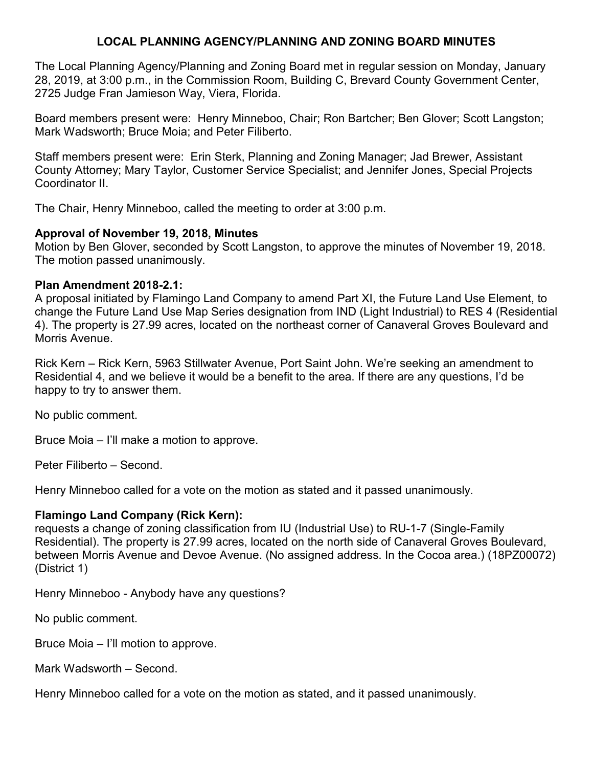# LOCAL PLANNING AGENCY/PLANNING AND ZONING BOARD MINUTES

The Local Planning Agency/Planning and Zoning Board met in regular session on Monday, January 28, 2019, at 3:00 p.m., in the Commission Room, Building C, Brevard County Government Center, 2725 Judge Fran Jamieson Way, Viera, Florida.

Board members present were: Henry Minneboo, Chair; Ron Bartcher; Ben Glover; Scott Langston; Mark Wadsworth; Bruce Moia; and Peter Filiberto.

Staff members present were: Erin Sterk, Planning and Zoning Manager; Jad Brewer, Assistant County Attorney; Mary Taylor, Customer Service Specialist; and Jennifer Jones, Special Projects Coordinator II.

The Chair, Henry Minneboo, called the meeting to order at 3:00 p.m.

**Approval of November 19, 2018, Minutes**
Motion by Ben Glover, seconded by Scott Langston, to approve the minutes of November 19, 2018. The motion passed unanimously.

**Plan Amendment 2018-2.1:**
A proposal initiated by Flamingo Land Company to amend Part XI, the Future Land Use Element, to change the Future Land Use Map Series designation from IND (Light Industrial) to RES 4 (Residential 4). The property is 27.99 acres, located on the northeast corner of Canaveral Groves Boulevard and Morris Avenue.

Rick Kern – Rick Kern, 5963 Stillwater Avenue, Port Saint John. We're seeking an amendment to Residential 4, and we believe it would be a benefit to the area. If there are any questions, I'd be happy to try to answer them.

No public comment.

Bruce Moia – I'll make a motion to approve.

Peter Filiberto – Second.

Henry Minneboo called for a vote on the motion as stated and it passed unanimously.

**Flamingo Land Company (Rick Kern):**
requests a change of zoning classification from IU (Industrial Use) to RU-1-7 (Single-Family Residential). The property is 27.99 acres, located on the north side of Canaveral Groves Boulevard, between Morris Avenue and Devoe Avenue. (No assigned address. In the Cocoa area.) (18PZ00072) (District 1)

Henry Minneboo - Anybody have any questions?

No public comment.

Bruce Moia – I'll motion to approve.

Mark Wadsworth – Second.

Henry Minneboo called for a vote on the motion as stated, and it passed unanimously.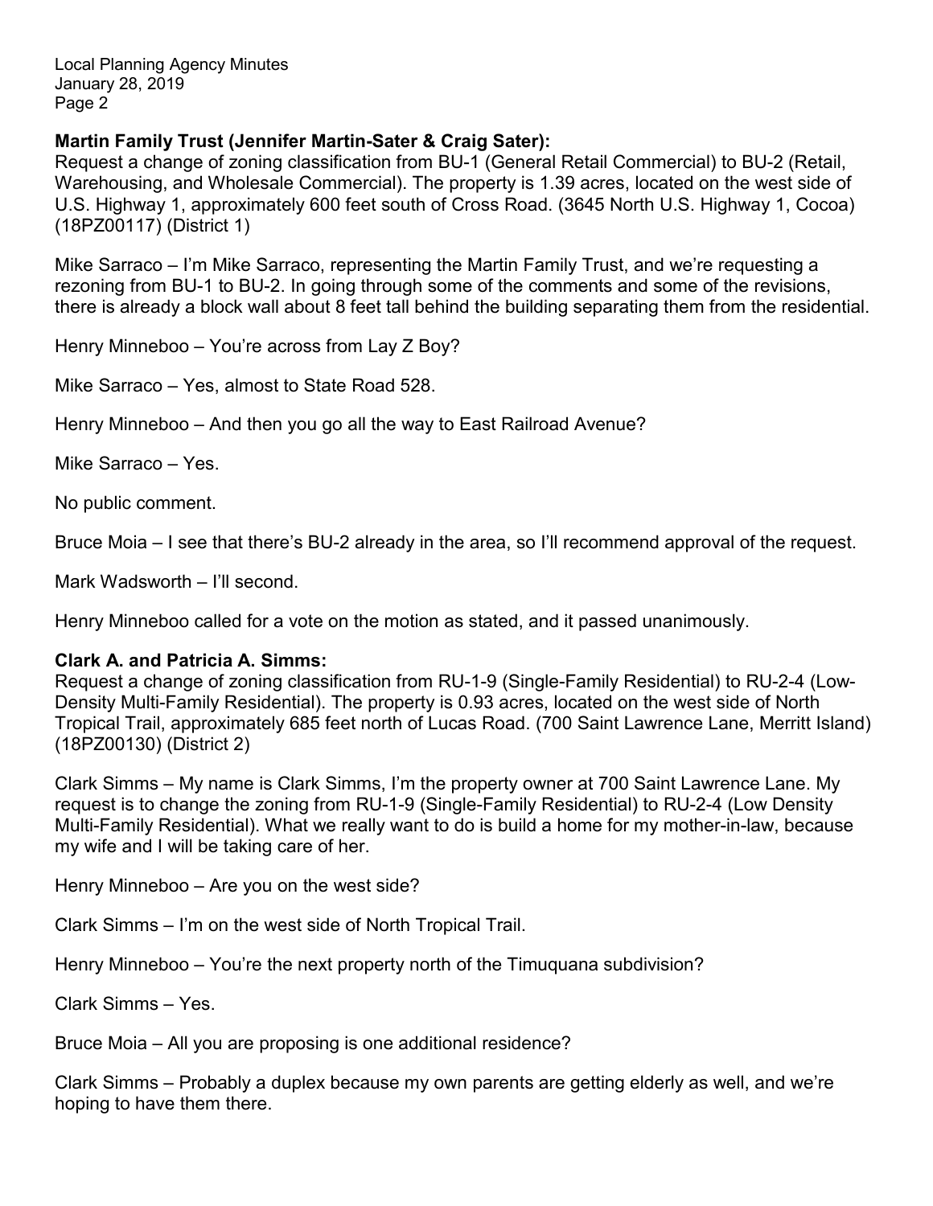**Martin Family Trust (Jennifer Martin-Sater & Craig Sater):**

Request a change of zoning classification from BU-1 (General Retail Commercial) to BU-2 (Retail, Warehousing, and Wholesale Commercial). The property is 1.39 acres, located on the west side of U.S. Highway 1, approximately 600 feet south of Cross Road. (3645 North U.S. Highway 1, Cocoa) (18PZ00117) (District 1)

Mike Sarraco – I'm Mike Sarraco, representing the Martin Family Trust, and we're requesting a rezoning from BU-1 to BU-2. In going through some of the comments and some of the revisions, there is already a block wall about 8 feet tall behind the building separating them from the residential.

Henry Minneboo – You're across from Lay Z Boy?

Mike Sarraco – Yes, almost to State Road 528.

Henry Minneboo – And then you go all the way to East Railroad Avenue?

Mike Sarraco – Yes.

No public comment.

Bruce Moia – I see that there's BU-2 already in the area, so I'll recommend approval of the request.

Mark Wadsworth – I'll second.

Henry Minneboo called for a vote on the motion as stated, and it passed unanimously.

**Clark A. and Patricia A. Simms:**

Request a change of zoning classification from RU-1-9 (Single-Family Residential) to RU-2-4 (Low-Density Multi-Family Residential). The property is 0.93 acres, located on the west side of North Tropical Trail, approximately 685 feet north of Lucas Road. (700 Saint Lawrence Lane, Merritt Island) (18PZ00130) (District 2)

Clark Simms – My name is Clark Simms, I'm the property owner at 700 Saint Lawrence Lane. My request is to change the zoning from RU-1-9 (Single-Family Residential) to RU-2-4 (Low Density Multi-Family Residential). What we really want to do is build a home for my mother-in-law, because my wife and I will be taking care of her.

Henry Minneboo – Are you on the west side?

Clark Simms – I'm on the west side of North Tropical Trail.

Henry Minneboo – You're the next property north of the Timuquana subdivision?

Clark Simms – Yes.

Bruce Moia – All you are proposing is one additional residence?

Clark Simms – Probably a duplex because my own parents are getting elderly as well, and we're hoping to have them there.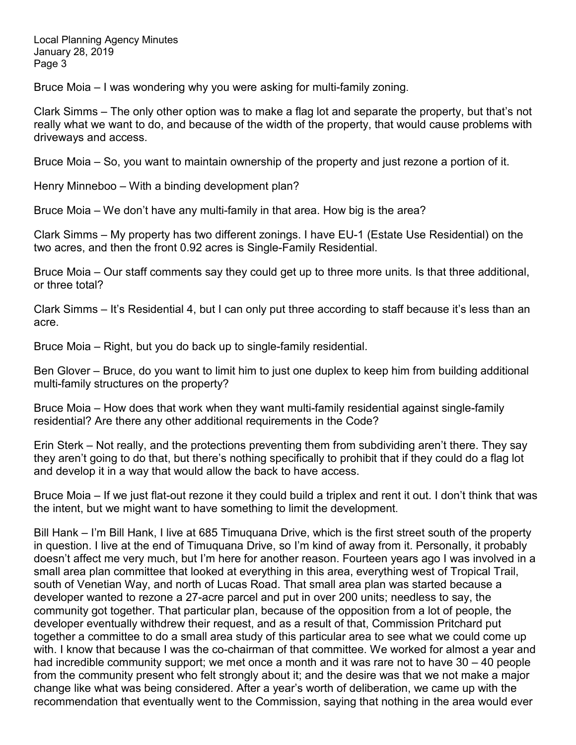Bruce Moia – I was wondering why you were asking for multi-family zoning.

Clark Simms – The only other option was to make a flag lot and separate the property, but that's not really what we want to do, and because of the width of the property, that would cause problems with driveways and access.

Bruce Moia – So, you want to maintain ownership of the property and just rezone a portion of it.

Henry Minneboo – With a binding development plan?

Bruce Moia – We don't have any multi-family in that area. How big is the area?

Clark Simms – My property has two different zonings. I have EU-1 (Estate Use Residential) on the two acres, and then the front 0.92 acres is Single-Family Residential.

Bruce Moia – Our staff comments say they could get up to three more units. Is that three additional, or three total?

Clark Simms – It's Residential 4, but I can only put three according to staff because it's less than an acre.

Bruce Moia – Right, but you do back up to single-family residential.

Ben Glover – Bruce, do you want to limit him to just one duplex to keep him from building additional multi-family structures on the property?

Bruce Moia – How does that work when they want multi-family residential against single-family residential? Are there any other additional requirements in the Code?

Erin Sterk – Not really, and the protections preventing them from subdividing aren't there. They say they aren't going to do that, but there's nothing specifically to prohibit that if they could do a flag lot and develop it in a way that would allow the back to have access.

Bruce Moia – If we just flat-out rezone it they could build a triplex and rent it out. I don't think that was the intent, but we might want to have something to limit the development.

Bill Hank – I'm Bill Hank, I live at 685 Timuquana Drive, which is the first street south of the property in question. I live at the end of Timuquana Drive, so I'm kind of away from it. Personally, it probably doesn't affect me very much, but I'm here for another reason. Fourteen years ago I was involved in a small area plan committee that looked at everything in this area, everything west of Tropical Trail, south of Venetian Way, and north of Lucas Road. That small area plan was started because a developer wanted to rezone a 27-acre parcel and put in over 200 units; needless to say, the community got together. That particular plan, because of the opposition from a lot of people, the developer eventually withdrew their request, and as a result of that, Commission Pritchard put together a committee to do a small area study of this particular area to see what we could come up with. I know that because I was the co-chairman of that committee. We worked for almost a year and had incredible community support; we met once a month and it was rare not to have 30 – 40 people from the community present who felt strongly about it; and the desire was that we not make a major change like what was being considered. After a year's worth of deliberation, we came up with the recommendation that eventually went to the Commission, saying that nothing in the area would ever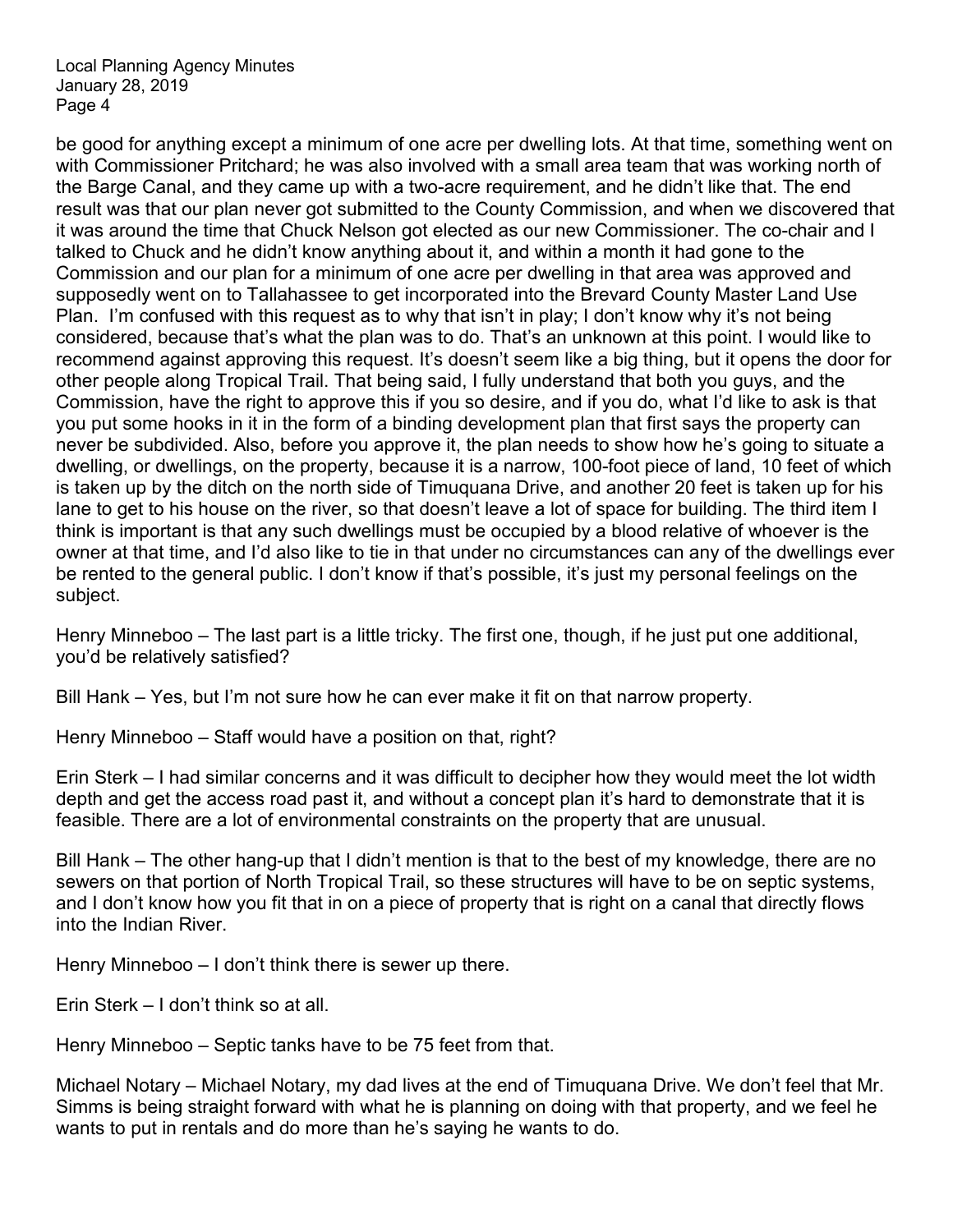be good for anything except a minimum of one acre per dwelling lots. At that time, something went on with Commissioner Pritchard; he was also involved with a small area team that was working north of the Barge Canal, and they came up with a two-acre requirement, and he didn't like that. The end result was that our plan never got submitted to the County Commission, and when we discovered that it was around the time that Chuck Nelson got elected as our new Commissioner. The co-chair and I talked to Chuck and he didn't know anything about it, and within a month it had gone to the Commission and our plan for a minimum of one acre per dwelling in that area was approved and supposedly went on to Tallahassee to get incorporated into the Brevard County Master Land Use Plan. I'm confused with this request as to why that isn't in play; I don't know why it's not being considered, because that's what the plan was to do. That's an unknown at this point. I would like to recommend against approving this request. It's doesn't seem like a big thing, but it opens the door for other people along Tropical Trail. That being said, I fully understand that both you guys, and the Commission, have the right to approve this if you so desire, and if you do, what I'd like to ask is that you put some hooks in it in the form of a binding development plan that first says the property can never be subdivided. Also, before you approve it, the plan needs to show how he's going to situate a dwelling, or dwellings, on the property, because it is a narrow, 100-foot piece of land, 10 feet of which is taken up by the ditch on the north side of Timuquana Drive, and another 20 feet is taken up for his lane to get to his house on the river, so that doesn't leave a lot of space for building. The third item I think is important is that any such dwellings must be occupied by a blood relative of whoever is the owner at that time, and I'd also like to tie in that under no circumstances can any of the dwellings ever be rented to the general public. I don't know if that's possible, it's just my personal feelings on the subject.

Henry Minneboo – The last part is a little tricky. The first one, though, if he just put one additional, you'd be relatively satisfied?

Bill Hank – Yes, but I'm not sure how he can ever make it fit on that narrow property.

Henry Minneboo – Staff would have a position on that, right?

Erin Sterk – I had similar concerns and it was difficult to decipher how they would meet the lot width depth and get the access road past it, and without a concept plan it's hard to demonstrate that it is feasible. There are a lot of environmental constraints on the property that are unusual.

Bill Hank – The other hang-up that I didn't mention is that to the best of my knowledge, there are no sewers on that portion of North Tropical Trail, so these structures will have to be on septic systems, and I don't know how you fit that in on a piece of property that is right on a canal that directly flows into the Indian River.

Henry Minneboo – I don't think there is sewer up there.

Erin Sterk – I don't think so at all.

Henry Minneboo – Septic tanks have to be 75 feet from that.

Michael Notary – Michael Notary, my dad lives at the end of Timuquana Drive. We don't feel that Mr. Simms is being straight forward with what he is planning on doing with that property, and we feel he wants to put in rentals and do more than he's saying he wants to do.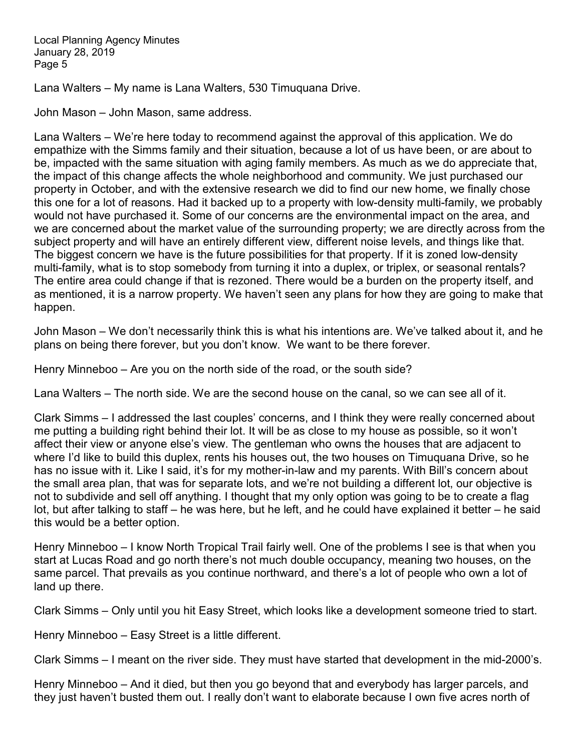Lana Walters – My name is Lana Walters, 530 Timuquana Drive.

John Mason – John Mason, same address.

Lana Walters – We're here today to recommend against the approval of this application. We do empathize with the Simms family and their situation, because a lot of us have been, or are about to be, impacted with the same situation with aging family members. As much as we do appreciate that, the impact of this change affects the whole neighborhood and community. We just purchased our property in October, and with the extensive research we did to find our new home, we finally chose this one for a lot of reasons. Had it backed up to a property with low-density multi-family, we probably would not have purchased it. Some of our concerns are the environmental impact on the area, and we are concerned about the market value of the surrounding property; we are directly across from the subject property and will have an entirely different view, different noise levels, and things like that. The biggest concern we have is the future possibilities for that property. If it is zoned low-density multi-family, what is to stop somebody from turning it into a duplex, or triplex, or seasonal rentals? The entire area could change if that is rezoned. There would be a burden on the property itself, and as mentioned, it is a narrow property. We haven't seen any plans for how they are going to make that happen.

John Mason – We don't necessarily think this is what his intentions are. We've talked about it, and he plans on being there forever, but you don't know. We want to be there forever.

Henry Minneboo – Are you on the north side of the road, or the south side?

Lana Walters – The north side. We are the second house on the canal, so we can see all of it.

Clark Simms – I addressed the last couples' concerns, and I think they were really concerned about me putting a building right behind their lot. It will be as close to my house as possible, so it won't affect their view or anyone else's view. The gentleman who owns the houses that are adjacent to where I'd like to build this duplex, rents his houses out, the two houses on Timuquana Drive, so he has no issue with it. Like I said, it's for my mother-in-law and my parents. With Bill's concern about the small area plan, that was for separate lots, and we're not building a different lot, our objective is not to subdivide and sell off anything. I thought that my only option was going to be to create a flag lot, but after talking to staff – he was here, but he left, and he could have explained it better – he said this would be a better option.

Henry Minneboo – I know North Tropical Trail fairly well. One of the problems I see is that when you start at Lucas Road and go north there's not much double occupancy, meaning two houses, on the same parcel. That prevails as you continue northward, and there's a lot of people who own a lot of land up there.

Clark Simms – Only until you hit Easy Street, which looks like a development someone tried to start.

Henry Minneboo – Easy Street is a little different.

Clark Simms – I meant on the river side. They must have started that development in the mid-2000's.

Henry Minneboo – And it died, but then you go beyond that and everybody has larger parcels, and they just haven't busted them out. I really don't want to elaborate because I own five acres north of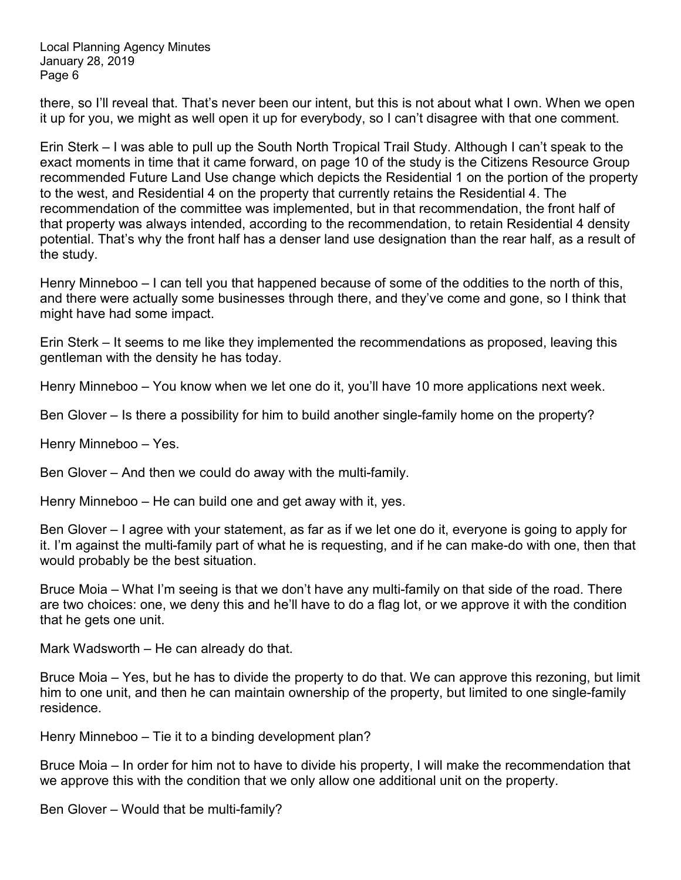there, so I'll reveal that. That's never been our intent, but this is not about what I own. When we open it up for you, we might as well open it up for everybody, so I can't disagree with that one comment.

Erin Sterk – I was able to pull up the South North Tropical Trail Study. Although I can't speak to the exact moments in time that it came forward, on page 10 of the study is the Citizens Resource Group recommended Future Land Use change which depicts the Residential 1 on the portion of the property to the west, and Residential 4 on the property that currently retains the Residential 4. The recommendation of the committee was implemented, but in that recommendation, the front half of that property was always intended, according to the recommendation, to retain Residential 4 density potential. That's why the front half has a denser land use designation than the rear half, as a result of the study.

Henry Minneboo – I can tell you that happened because of some of the oddities to the north of this, and there were actually some businesses through there, and they've come and gone, so I think that might have had some impact.

Erin Sterk – It seems to me like they implemented the recommendations as proposed, leaving this gentleman with the density he has today.

Henry Minneboo – You know when we let one do it, you'll have 10 more applications next week.

Ben Glover – Is there a possibility for him to build another single-family home on the property?

Henry Minneboo – Yes.

Ben Glover – And then we could do away with the multi-family.

Henry Minneboo – He can build one and get away with it, yes.

Ben Glover – I agree with your statement, as far as if we let one do it, everyone is going to apply for it. I'm against the multi-family part of what he is requesting, and if he can make-do with one, then that would probably be the best situation.

Bruce Moia – What I'm seeing is that we don't have any multi-family on that side of the road. There are two choices: one, we deny this and he'll have to do a flag lot, or we approve it with the condition that he gets one unit.

Mark Wadsworth – He can already do that.

Bruce Moia – Yes, but he has to divide the property to do that. We can approve this rezoning, but limit him to one unit, and then he can maintain ownership of the property, but limited to one single-family residence.

Henry Minneboo – Tie it to a binding development plan?

Bruce Moia – In order for him not to have to divide his property, I will make the recommendation that we approve this with the condition that we only allow one additional unit on the property.

Ben Glover – Would that be multi-family?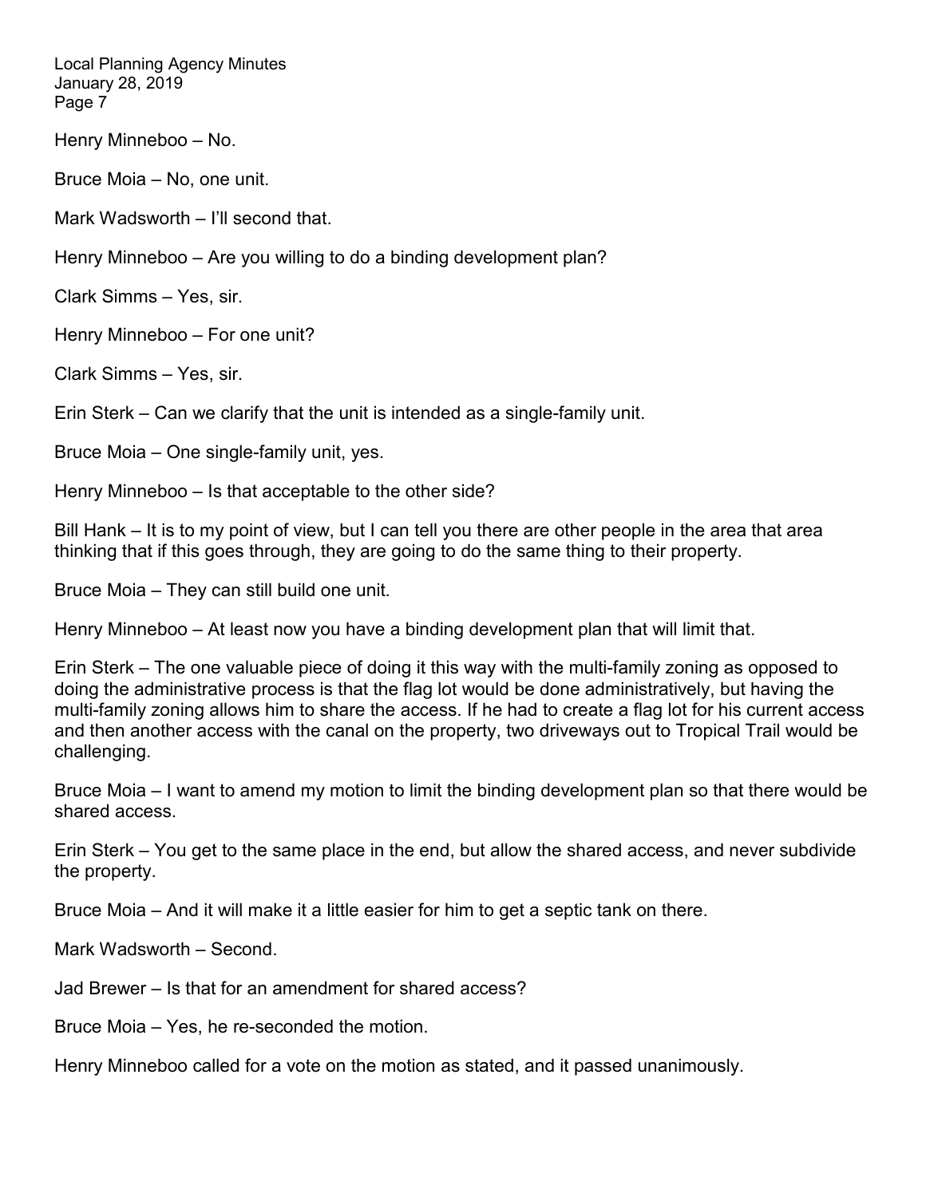Henry Minneboo – No.

Bruce Moia – No, one unit.

Mark Wadsworth – I'll second that.

Henry Minneboo – Are you willing to do a binding development plan?

Clark Simms – Yes, sir.

Henry Minneboo – For one unit?

Clark Simms – Yes, sir.

Erin Sterk – Can we clarify that the unit is intended as a single-family unit.

Bruce Moia – One single-family unit, yes.

Henry Minneboo – Is that acceptable to the other side?

Bill Hank – It is to my point of view, but I can tell you there are other people in the area that area thinking that if this goes through, they are going to do the same thing to their property.

Bruce Moia – They can still build one unit.

Henry Minneboo – At least now you have a binding development plan that will limit that.

Erin Sterk – The one valuable piece of doing it this way with the multi-family zoning as opposed to doing the administrative process is that the flag lot would be done administratively, but having the multi-family zoning allows him to share the access. If he had to create a flag lot for his current access and then another access with the canal on the property, two driveways out to Tropical Trail would be challenging.

Bruce Moia – I want to amend my motion to limit the binding development plan so that there would be shared access.

Erin Sterk – You get to the same place in the end, but allow the shared access, and never subdivide the property.

Bruce Moia – And it will make it a little easier for him to get a septic tank on there.

Mark Wadsworth – Second.

Jad Brewer – Is that for an amendment for shared access?

Bruce Moia – Yes, he re-seconded the motion.

Henry Minneboo called for a vote on the motion as stated, and it passed unanimously.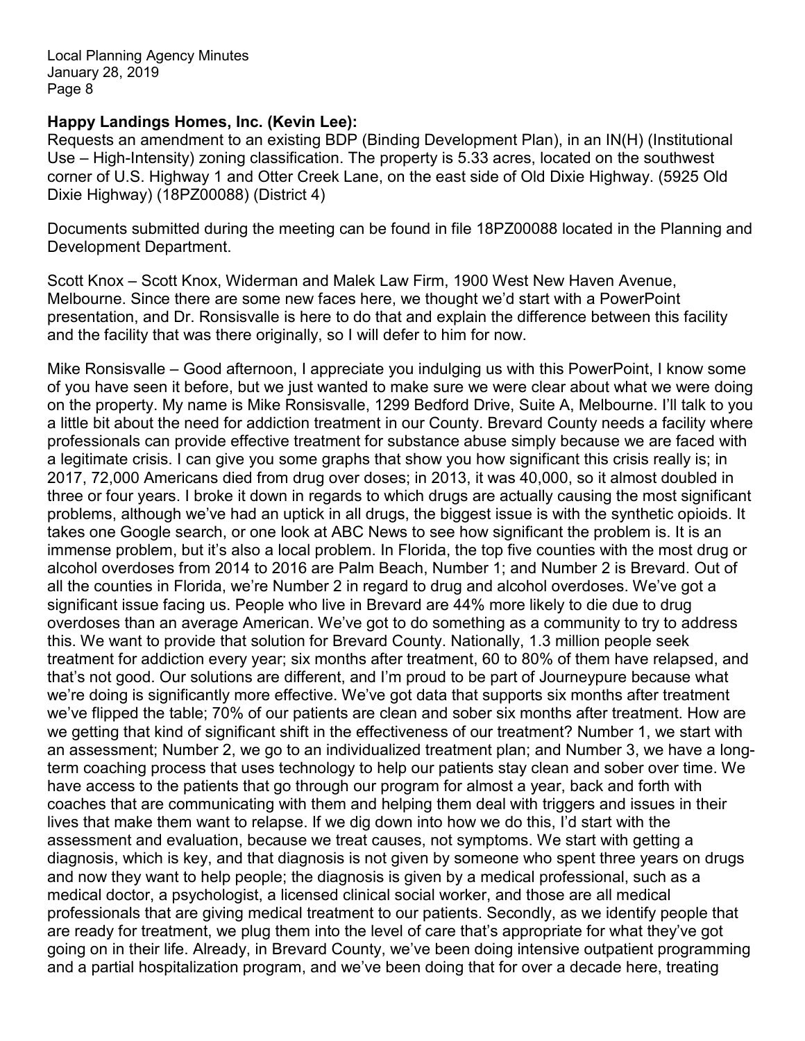**Happy Landings Homes, Inc. (Kevin Lee):**

Requests an amendment to an existing BDP (Binding Development Plan), in an IN(H) (Institutional Use – High-Intensity) zoning classification. The property is 5.33 acres, located on the southwest corner of U.S. Highway 1 and Otter Creek Lane, on the east side of Old Dixie Highway. (5925 Old Dixie Highway) (18PZ00088) (District 4)

Documents submitted during the meeting can be found in file 18PZ00088 located in the Planning and Development Department.

Scott Knox – Scott Knox, Widerman and Malek Law Firm, 1900 West New Haven Avenue, Melbourne. Since there are some new faces here, we thought we'd start with a PowerPoint presentation, and Dr. Ronsisvalle is here to do that and explain the difference between this facility and the facility that was there originally, so I will defer to him for now.

Mike Ronsisvalle – Good afternoon, I appreciate you indulging us with this PowerPoint, I know some of you have seen it before, but we just wanted to make sure we were clear about what we were doing on the property. My name is Mike Ronsisvalle, 1299 Bedford Drive, Suite A, Melbourne. I'll talk to you a little bit about the need for addiction treatment in our County. Brevard County needs a facility where professionals can provide effective treatment for substance abuse simply because we are faced with a legitimate crisis. I can give you some graphs that show you how significant this crisis really is; in 2017, 72,000 Americans died from drug over doses; in 2013, it was 40,000, so it almost doubled in three or four years. I broke it down in regards to which drugs are actually causing the most significant problems, although we've had an uptick in all drugs, the biggest issue is with the synthetic opioids. It takes one Google search, or one look at ABC News to see how significant the problem is. It is an immense problem, but it's also a local problem. In Florida, the top five counties with the most drug or alcohol overdoses from 2014 to 2016 are Palm Beach, Number 1; and Number 2 is Brevard. Out of all the counties in Florida, we're Number 2 in regard to drug and alcohol overdoses. We've got a significant issue facing us. People who live in Brevard are 44% more likely to die due to drug overdoses than an average American. We've got to do something as a community to try to address this. We want to provide that solution for Brevard County. Nationally, 1.3 million people seek treatment for addiction every year; six months after treatment, 60 to 80% of them have relapsed, and that's not good. Our solutions are different, and I'm proud to be part of Journeypure because what we're doing is significantly more effective. We've got data that supports six months after treatment we've flipped the table; 70% of our patients are clean and sober six months after treatment. How are we getting that kind of significant shift in the effectiveness of our treatment? Number 1, we start with an assessment; Number 2, we go to an individualized treatment plan; and Number 3, we have a long-term coaching process that uses technology to help our patients stay clean and sober over time. We have access to the patients that go through our program for almost a year, back and forth with coaches that are communicating with them and helping them deal with triggers and issues in their lives that make them want to relapse. If we dig down into how we do this, I'd start with the assessment and evaluation, because we treat causes, not symptoms. We start with getting a diagnosis, which is key, and that diagnosis is not given by someone who spent three years on drugs and now they want to help people; the diagnosis is given by a medical professional, such as a medical doctor, a psychologist, a licensed clinical social worker, and those are all medical professionals that are giving medical treatment to our patients. Secondly, as we identify people that are ready for treatment, we plug them into the level of care that's appropriate for what they've got going on in their life. Already, in Brevard County, we've been doing intensive outpatient programming and a partial hospitalization program, and we've been doing that for over a decade here, treating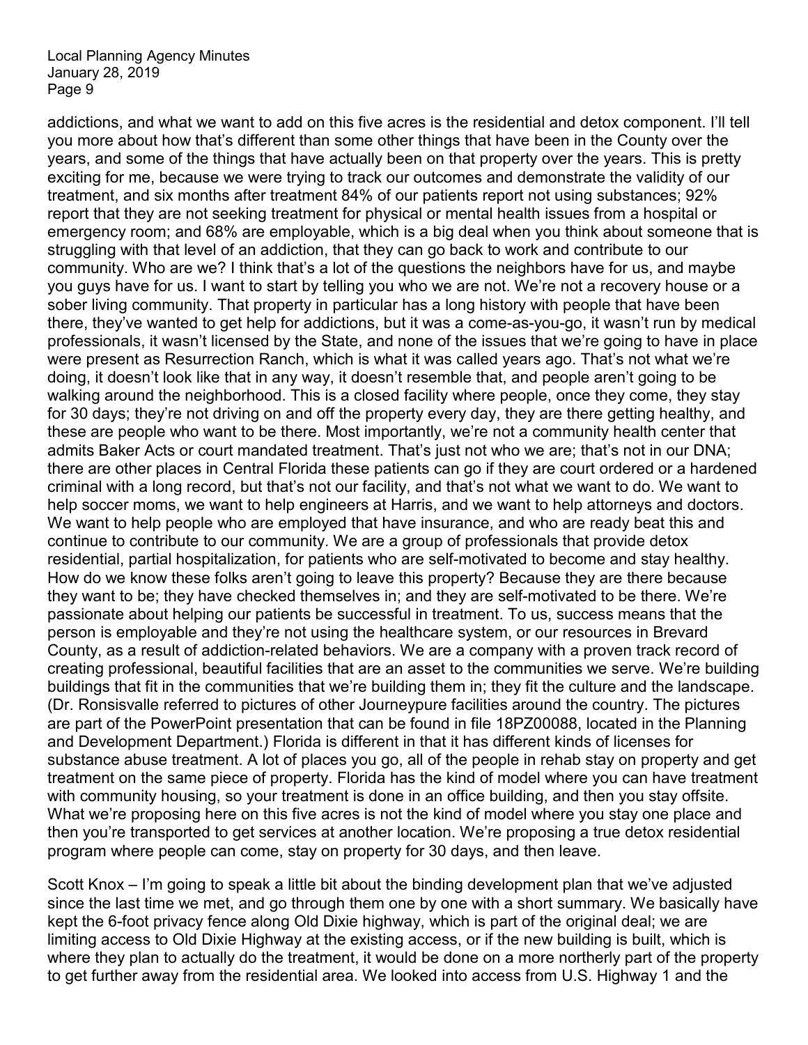addictions, and what we want to add on this five acres is the residential and detox component. I'll tell you more about how that's different than some other things that have been in the County over the years, and some of the things that have actually been on that property over the years. This is pretty exciting for me, because we were trying to track our outcomes and demonstrate the validity of our treatment, and six months after treatment 84% of our patients report not using substances; 92% report that they are not seeking treatment for physical or mental health issues from a hospital or emergency room; and 68% are employable, which is a big deal when you think about someone that is struggling with that level of an addiction, that they can go back to work and contribute to our community. Who are we? I think that's a lot of the questions the neighbors have for us, and maybe you guys have for us. I want to start by telling you who we are not. We're not a recovery house or a sober living community. That property in particular has a long history with people that have been there, they've wanted to get help for addictions, but it was a come-as-you-go, it wasn't run by medical professionals, it wasn't licensed by the State, and none of the issues that we're going to have in place were present as Resurrection Ranch, which is what it was called years ago. That's not what we're doing, it doesn't look like that in any way, it doesn't resemble that, and people aren't going to be walking around the neighborhood. This is a closed facility where people, once they come, they stay for 30 days; they're not driving on and off the property every day, they are there getting healthy, and these are people who want to be there. Most importantly, we're not a community health center that admits Baker Acts or court mandated treatment. That's just not who we are; that's not in our DNA; there are other places in Central Florida these patients can go if they are court ordered or a hardened criminal with a long record, but that's not our facility, and that's not what we want to do. We want to help soccer moms, we want to help engineers at Harris, and we want to help attorneys and doctors. We want to help people who are employed that have insurance, and who are ready beat this and continue to contribute to our community. We are a group of professionals that provide detox residential, partial hospitalization, for patients who are self-motivated to become and stay healthy. How do we know these folks aren't going to leave this property? Because they are there because they want to be; they have checked themselves in; and they are self-motivated to be there. We're passionate about helping our patients be successful in treatment. To us, success means that the person is employable and they're not using the healthcare system, or our resources in Brevard County, as a result of addiction-related behaviors. We are a company with a proven track record of creating professional, beautiful facilities that are an asset to the communities we serve. We're building buildings that fit in the communities that we're building them in; they fit the culture and the landscape. (Dr. Ronsisvalle referred to pictures of other Journeypure facilities around the country. The pictures are part of the PowerPoint presentation that can be found in file 18PZ00088, located in the Planning and Development Department.) Florida is different in that it has different kinds of licenses for substance abuse treatment. A lot of places you go, all of the people in rehab stay on property and get treatment on the same piece of property. Florida has the kind of model where you can have treatment with community housing, so your treatment is done in an office building, and then you stay offsite. What we're proposing here on this five acres is not the kind of model where you stay one place and then you're transported to get services at another location. We're proposing a true detox residential program where people can come, stay on property for 30 days, and then leave.

Scott Knox – I'm going to speak a little bit about the binding development plan that we've adjusted since the last time we met, and go through them one by one with a short summary. We basically have kept the 6-foot privacy fence along Old Dixie highway, which is part of the original deal; we are limiting access to Old Dixie Highway at the existing access, or if the new building is built, which is where they plan to actually do the treatment, it would be done on a more northerly part of the property to get further away from the residential area. We looked into access from U.S. Highway 1 and the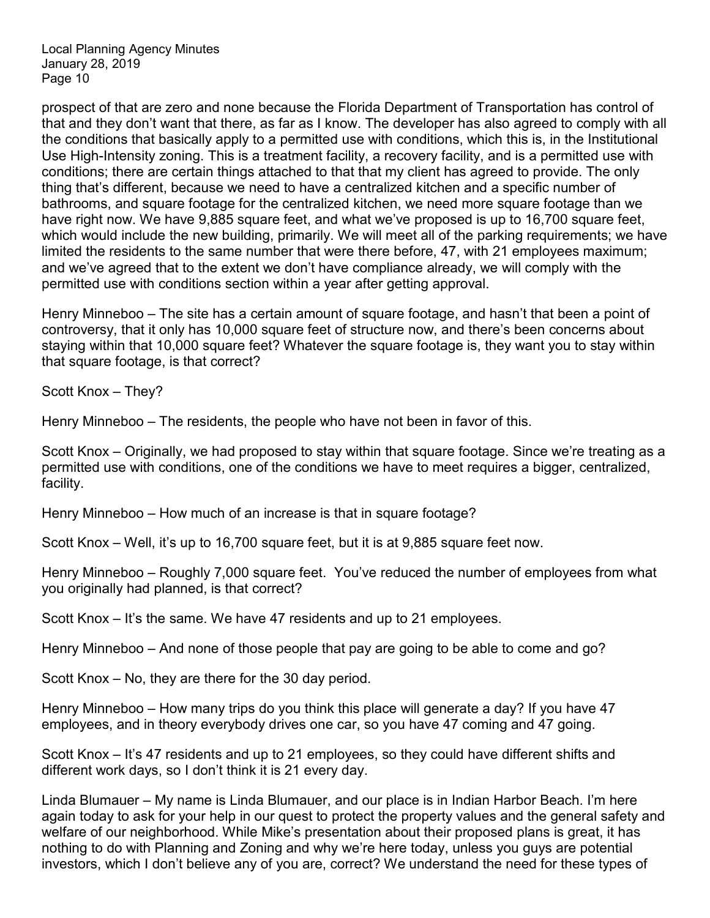prospect of that are zero and none because the Florida Department of Transportation has control of that and they don't want that there, as far as I know. The developer has also agreed to comply with all the conditions that basically apply to a permitted use with conditions, which this is, in the Institutional Use High-Intensity zoning. This is a treatment facility, a recovery facility, and is a permitted use with conditions; there are certain things attached to that that my client has agreed to provide. The only thing that's different, because we need to have a centralized kitchen and a specific number of bathrooms, and square footage for the centralized kitchen, we need more square footage than we have right now. We have 9,885 square feet, and what we've proposed is up to 16,700 square feet, which would include the new building, primarily. We will meet all of the parking requirements; we have limited the residents to the same number that were there before, 47, with 21 employees maximum; and we've agreed that to the extent we don't have compliance already, we will comply with the permitted use with conditions section within a year after getting approval.

Henry Minneboo – The site has a certain amount of square footage, and hasn't that been a point of controversy, that it only has 10,000 square feet of structure now, and there's been concerns about staying within that 10,000 square feet? Whatever the square footage is, they want you to stay within that square footage, is that correct?

Scott Knox – They?

Henry Minneboo – The residents, the people who have not been in favor of this.

Scott Knox – Originally, we had proposed to stay within that square footage. Since we're treating as a permitted use with conditions, one of the conditions we have to meet requires a bigger, centralized, facility.

Henry Minneboo – How much of an increase is that in square footage?

Scott Knox – Well, it's up to 16,700 square feet, but it is at 9,885 square feet now.

Henry Minneboo – Roughly 7,000 square feet. You've reduced the number of employees from what you originally had planned, is that correct?

Scott Knox – It's the same. We have 47 residents and up to 21 employees.

Henry Minneboo – And none of those people that pay are going to be able to come and go?

Scott Knox – No, they are there for the 30 day period.

Henry Minneboo – How many trips do you think this place will generate a day? If you have 47 employees, and in theory everybody drives one car, so you have 47 coming and 47 going.

Scott Knox – It's 47 residents and up to 21 employees, so they could have different shifts and different work days, so I don't think it is 21 every day.

Linda Blumauer – My name is Linda Blumauer, and our place is in Indian Harbor Beach. I'm here again today to ask for your help in our quest to protect the property values and the general safety and welfare of our neighborhood. While Mike's presentation about their proposed plans is great, it has nothing to do with Planning and Zoning and why we're here today, unless you guys are potential investors, which I don't believe any of you are, correct? We understand the need for these types of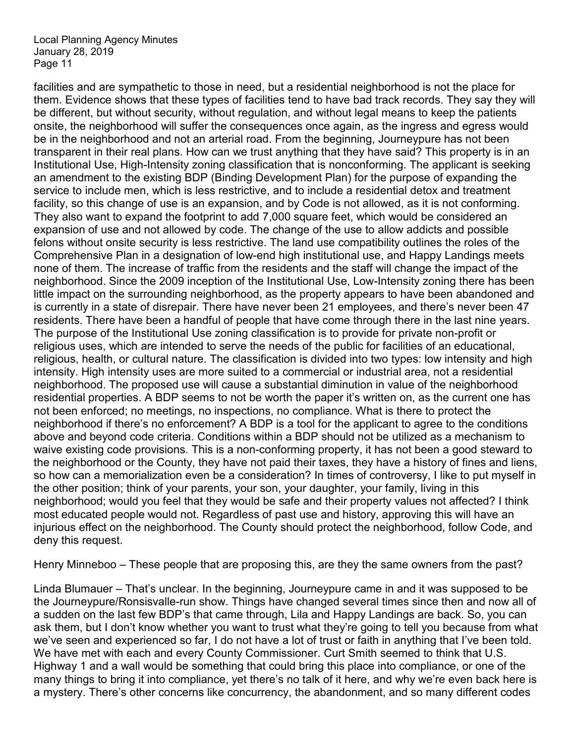facilities and are sympathetic to those in need, but a residential neighborhood is not the place for them. Evidence shows that these types of facilities tend to have bad track records. They say they will be different, but without security, without regulation, and without legal means to keep the patients onsite, the neighborhood will suffer the consequences once again, as the ingress and egress would be in the neighborhood and not an arterial road. From the beginning, Journeypure has not been transparent in their real plans. How can we trust anything that they have said? This property is in an Institutional Use, High-Intensity zoning classification that is nonconforming. The applicant is seeking an amendment to the existing BDP (Binding Development Plan) for the purpose of expanding the service to include men, which is less restrictive, and to include a residential detox and treatment facility, so this change of use is an expansion, and by Code is not allowed, as it is not conforming. They also want to expand the footprint to add 7,000 square feet, which would be considered an expansion of use and not allowed by code. The change of the use to allow addicts and possible felons without onsite security is less restrictive. The land use compatibility outlines the roles of the Comprehensive Plan in a designation of low-end high institutional use, and Happy Landings meets none of them. The increase of traffic from the residents and the staff will change the impact of the neighborhood. Since the 2009 inception of the Institutional Use, Low-Intensity zoning there has been little impact on the surrounding neighborhood, as the property appears to have been abandoned and is currently in a state of disrepair. There have never been 21 employees, and there's never been 47 residents. There have been a handful of people that have come through there in the last nine years. The purpose of the Institutional Use zoning classification is to provide for private non-profit or religious uses, which are intended to serve the needs of the public for facilities of an educational, religious, health, or cultural nature. The classification is divided into two types: low intensity and high intensity. High intensity uses are more suited to a commercial or industrial area, not a residential neighborhood. The proposed use will cause a substantial diminution in value of the neighborhood residential properties. A BDP seems to not be worth the paper it's written on, as the current one has not been enforced; no meetings, no inspections, no compliance. What is there to protect the neighborhood if there's no enforcement? A BDP is a tool for the applicant to agree to the conditions above and beyond code criteria. Conditions within a BDP should not be utilized as a mechanism to waive existing code provisions. This is a non-conforming property, it has not been a good steward to the neighborhood or the County, they have not paid their taxes, they have a history of fines and liens, so how can a memorialization even be a consideration? In times of controversy, I like to put myself in the other position; think of your parents, your son, your daughter, your family, living in this neighborhood; would you feel that they would be safe and their property values not affected? I think most educated people would not. Regardless of past use and history, approving this will have an injurious effect on the neighborhood. The County should protect the neighborhood, follow Code, and deny this request.

Henry Minneboo – These people that are proposing this, are they the same owners from the past?

Linda Blumauer – That's unclear. In the beginning, Journeypure came in and it was supposed to be the Journeypure/Ronsisvalle-run show. Things have changed several times since then and now all of a sudden on the last few BDP's that came through, Lila and Happy Landings are back. So, you can ask them, but I don't know whether you want to trust what they're going to tell you because from what we've seen and experienced so far, I do not have a lot of trust or faith in anything that I've been told. We have met with each and every County Commissioner. Curt Smith seemed to think that U.S. Highway 1 and a wall would be something that could bring this place into compliance, or one of the many things to bring it into compliance, yet there's no talk of it here, and why we're even back here is a mystery. There's other concerns like concurrency, the abandonment, and so many different codes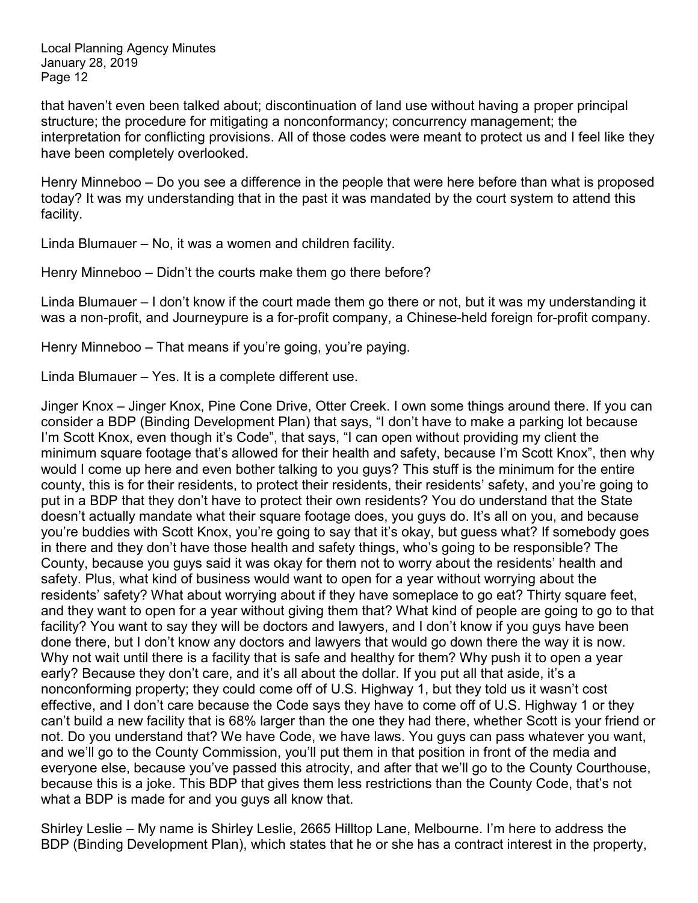that haven't even been talked about; discontinuation of land use without having a proper principal structure; the procedure for mitigating a nonconformancy; concurrency management; the interpretation for conflicting provisions. All of those codes were meant to protect us and I feel like they have been completely overlooked.

Henry Minneboo – Do you see a difference in the people that were here before than what is proposed today? It was my understanding that in the past it was mandated by the court system to attend this facility.

Linda Blumauer – No, it was a women and children facility.

Henry Minneboo – Didn't the courts make them go there before?

Linda Blumauer – I don't know if the court made them go there or not, but it was my understanding it was a non-profit, and Journeypure is a for-profit company, a Chinese-held foreign for-profit company.

Henry Minneboo – That means if you're going, you're paying.

Linda Blumauer – Yes. It is a complete different use.

Jinger Knox – Jinger Knox, Pine Cone Drive, Otter Creek. I own some things around there. If you can consider a BDP (Binding Development Plan) that says, "I don't have to make a parking lot because I'm Scott Knox, even though it's Code", that says, "I can open without providing my client the minimum square footage that's allowed for their health and safety, because I'm Scott Knox", then why would I come up here and even bother talking to you guys? This stuff is the minimum for the entire county, this is for their residents, to protect their residents, their residents' safety, and you're going to put in a BDP that they don't have to protect their own residents? You do understand that the State doesn't actually mandate what their square footage does, you guys do. It's all on you, and because you're buddies with Scott Knox, you're going to say that it's okay, but guess what? If somebody goes in there and they don't have those health and safety things, who's going to be responsible? The County, because you guys said it was okay for them not to worry about the residents' health and safety. Plus, what kind of business would want to open for a year without worrying about the residents' safety? What about worrying about if they have someplace to go eat? Thirty square feet, and they want to open for a year without giving them that? What kind of people are going to go to that facility? You want to say they will be doctors and lawyers, and I don't know if you guys have been done there, but I don't know any doctors and lawyers that would go down there the way it is now. Why not wait until there is a facility that is safe and healthy for them? Why push it to open a year early? Because they don't care, and it's all about the dollar. If you put all that aside, it's a nonconforming property; they could come off of U.S. Highway 1, but they told us it wasn't cost effective, and I don't care because the Code says they have to come off of U.S. Highway 1 or they can't build a new facility that is 68% larger than the one they had there, whether Scott is your friend or not. Do you understand that? We have Code, we have laws. You guys can pass whatever you want, and we'll go to the County Commission, you'll put them in that position in front of the media and everyone else, because you've passed this atrocity, and after that we'll go to the County Courthouse, because this is a joke. This BDP that gives them less restrictions than the County Code, that's not what a BDP is made for and you guys all know that.

Shirley Leslie – My name is Shirley Leslie, 2665 Hilltop Lane, Melbourne. I'm here to address the BDP (Binding Development Plan), which states that he or she has a contract interest in the property,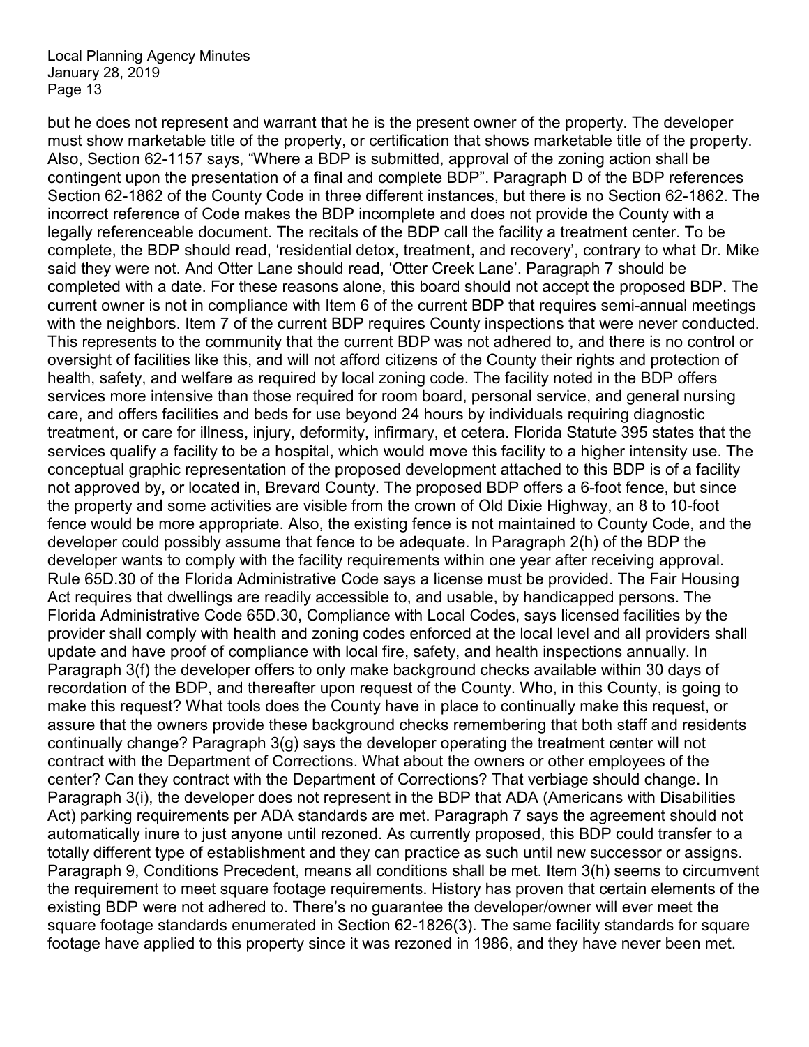but he does not represent and warrant that he is the present owner of the property. The developer must show marketable title of the property, or certification that shows marketable title of the property. Also, Section 62-1157 says, "Where a BDP is submitted, approval of the zoning action shall be contingent upon the presentation of a final and complete BDP". Paragraph D of the BDP references Section 62-1862 of the County Code in three different instances, but there is no Section 62-1862. The incorrect reference of Code makes the BDP incomplete and does not provide the County with a legally referenceable document. The recitals of the BDP call the facility a treatment center. To be complete, the BDP should read, 'residential detox, treatment, and recovery', contrary to what Dr. Mike said they were not. And Otter Lane should read, 'Otter Creek Lane'. Paragraph 7 should be completed with a date. For these reasons alone, this board should not accept the proposed BDP. The current owner is not in compliance with Item 6 of the current BDP that requires semi-annual meetings with the neighbors. Item 7 of the current BDP requires County inspections that were never conducted. This represents to the community that the current BDP was not adhered to, and there is no control or oversight of facilities like this, and will not afford citizens of the County their rights and protection of health, safety, and welfare as required by local zoning code. The facility noted in the BDP offers services more intensive than those required for room board, personal service, and general nursing care, and offers facilities and beds for use beyond 24 hours by individuals requiring diagnostic treatment, or care for illness, injury, deformity, infirmary, et cetera. Florida Statute 395 states that the services qualify a facility to be a hospital, which would move this facility to a higher intensity use. The conceptual graphic representation of the proposed development attached to this BDP is of a facility not approved by, or located in, Brevard County. The proposed BDP offers a 6-foot fence, but since the property and some activities are visible from the crown of Old Dixie Highway, an 8 to 10-foot fence would be more appropriate. Also, the existing fence is not maintained to County Code, and the developer could possibly assume that fence to be adequate. In Paragraph 2(h) of the BDP the developer wants to comply with the facility requirements within one year after receiving approval. Rule 65D.30 of the Florida Administrative Code says a license must be provided. The Fair Housing Act requires that dwellings are readily accessible to, and usable, by handicapped persons. The Florida Administrative Code 65D.30, Compliance with Local Codes, says licensed facilities by the provider shall comply with health and zoning codes enforced at the local level and all providers shall update and have proof of compliance with local fire, safety, and health inspections annually. In Paragraph 3(f) the developer offers to only make background checks available within 30 days of recordation of the BDP, and thereafter upon request of the County. Who, in this County, is going to make this request? What tools does the County have in place to continually make this request, or assure that the owners provide these background checks remembering that both staff and residents continually change? Paragraph 3(g) says the developer operating the treatment center will not contract with the Department of Corrections. What about the owners or other employees of the center? Can they contract with the Department of Corrections? That verbiage should change. In Paragraph 3(i), the developer does not represent in the BDP that ADA (Americans with Disabilities Act) parking requirements per ADA standards are met. Paragraph 7 says the agreement should not automatically inure to just anyone until rezoned. As currently proposed, this BDP could transfer to a totally different type of establishment and they can practice as such until new successor or assigns. Paragraph 9, Conditions Precedent, means all conditions shall be met. Item 3(h) seems to circumvent the requirement to meet square footage requirements. History has proven that certain elements of the existing BDP were not adhered to. There's no guarantee the developer/owner will ever meet the square footage standards enumerated in Section 62-1826(3). The same facility standards for square footage have applied to this property since it was rezoned in 1986, and they have never been met.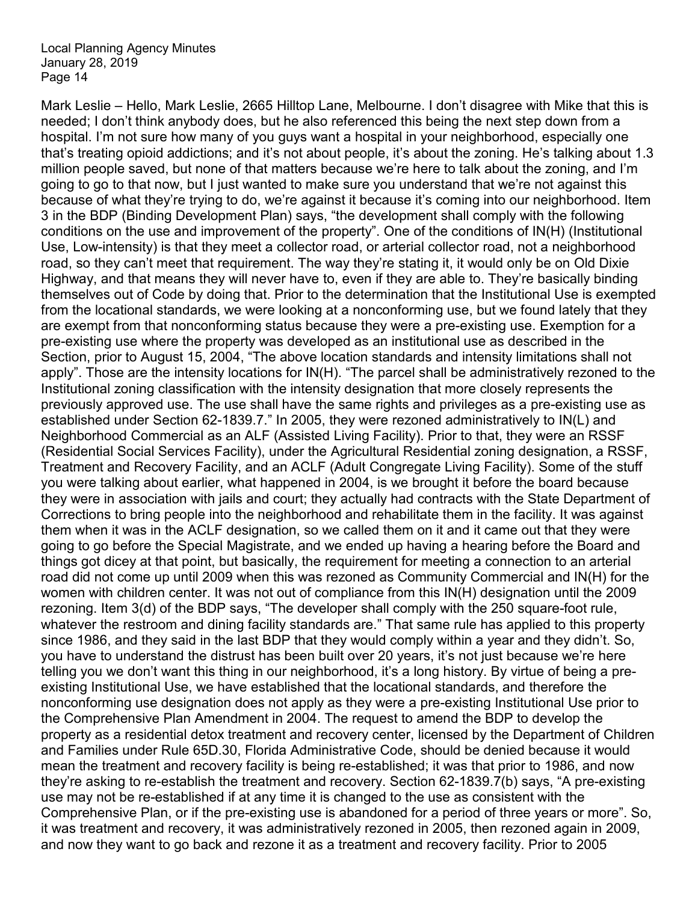Mark Leslie – Hello, Mark Leslie, 2665 Hilltop Lane, Melbourne. I don't disagree with Mike that this is needed; I don't think anybody does, but he also referenced this being the next step down from a hospital. I'm not sure how many of you guys want a hospital in your neighborhood, especially one that's treating opioid addictions; and it's not about people, it's about the zoning. He's talking about 1.3 million people saved, but none of that matters because we're here to talk about the zoning, and I'm going to go to that now, but I just wanted to make sure you understand that we're not against this because of what they're trying to do, we're against it because it's coming into our neighborhood. Item 3 in the BDP (Binding Development Plan) says, "the development shall comply with the following conditions on the use and improvement of the property". One of the conditions of IN(H) (Institutional Use, Low-intensity) is that they meet a collector road, or arterial collector road, not a neighborhood road, so they can't meet that requirement. The way they're stating it, it would only be on Old Dixie Highway, and that means they will never have to, even if they are able to. They're basically binding themselves out of Code by doing that. Prior to the determination that the Institutional Use is exempted from the locational standards, we were looking at a nonconforming use, but we found lately that they are exempt from that nonconforming status because they were a pre-existing use. Exemption for a pre-existing use where the property was developed as an institutional use as described in the Section, prior to August 15, 2004, "The above location standards and intensity limitations shall not apply". Those are the intensity locations for IN(H). "The parcel shall be administratively rezoned to the Institutional zoning classification with the intensity designation that more closely represents the previously approved use. The use shall have the same rights and privileges as a pre-existing use as established under Section 62-1839.7." In 2005, they were rezoned administratively to IN(L) and Neighborhood Commercial as an ALF (Assisted Living Facility). Prior to that, they were an RSSF (Residential Social Services Facility), under the Agricultural Residential zoning designation, a RSSF, Treatment and Recovery Facility, and an ACLF (Adult Congregate Living Facility). Some of the stuff you were talking about earlier, what happened in 2004, is we brought it before the board because they were in association with jails and court; they actually had contracts with the State Department of Corrections to bring people into the neighborhood and rehabilitate them in the facility. It was against them when it was in the ACLF designation, so we called them on it and it came out that they were going to go before the Special Magistrate, and we ended up having a hearing before the Board and things got dicey at that point, but basically, the requirement for meeting a connection to an arterial road did not come up until 2009 when this was rezoned as Community Commercial and IN(H) for the women with children center. It was not out of compliance from this IN(H) designation until the 2009 rezoning. Item 3(d) of the BDP says, "The developer shall comply with the 250 square-foot rule, whatever the restroom and dining facility standards are." That same rule has applied to this property since 1986, and they said in the last BDP that they would comply within a year and they didn't. So, you have to understand the distrust has been built over 20 years, it's not just because we're here telling you we don't want this thing in our neighborhood, it's a long history. By virtue of being a pre-existing Institutional Use, we have established that the locational standards, and therefore the nonconforming use designation does not apply as they were a pre-existing Institutional Use prior to the Comprehensive Plan Amendment in 2004. The request to amend the BDP to develop the property as a residential detox treatment and recovery center, licensed by the Department of Children and Families under Rule 65D.30, Florida Administrative Code, should be denied because it would mean the treatment and recovery facility is being re-established; it was that prior to 1986, and now they're asking to re-establish the treatment and recovery. Section 62-1839.7(b) says, "A pre-existing use may not be re-established if at any time it is changed to the use as consistent with the Comprehensive Plan, or if the pre-existing use is abandoned for a period of three years or more". So, it was treatment and recovery, it was administratively rezoned in 2005, then rezoned again in 2009, and now they want to go back and rezone it as a treatment and recovery facility. Prior to 2005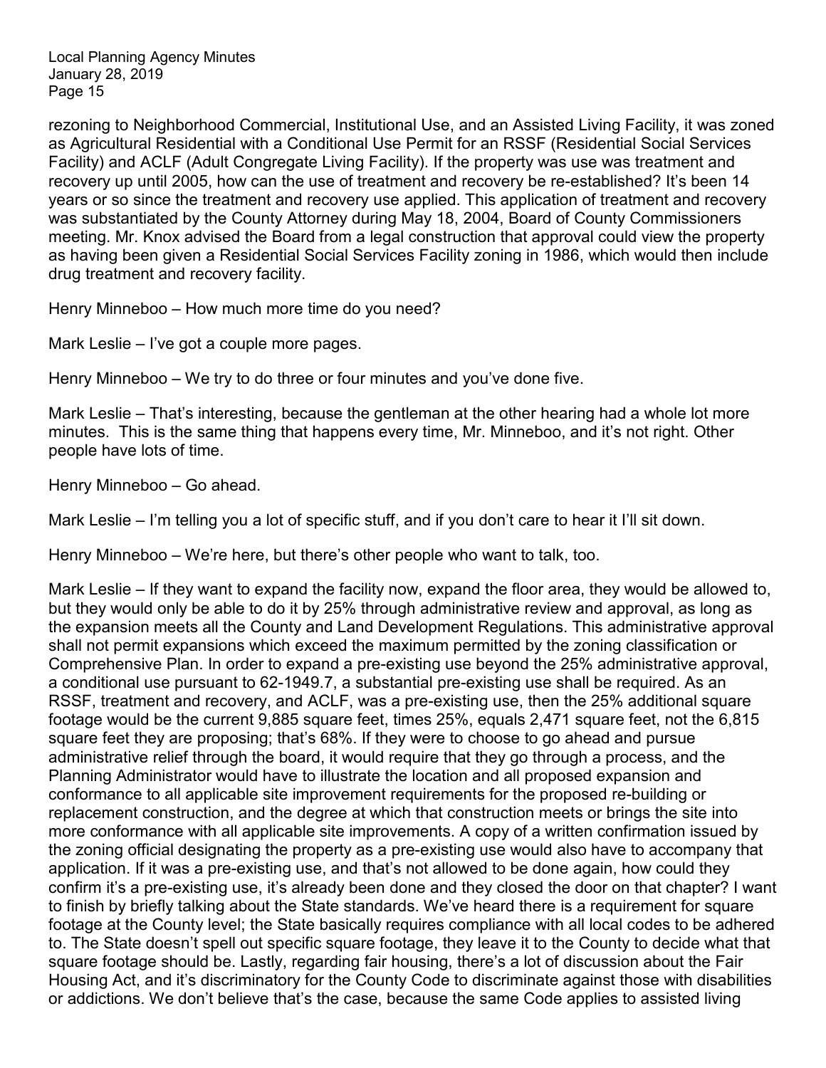rezoning to Neighborhood Commercial, Institutional Use, and an Assisted Living Facility, it was zoned as Agricultural Residential with a Conditional Use Permit for an RSSF (Residential Social Services Facility) and ACLF (Adult Congregate Living Facility). If the property was use was treatment and recovery up until 2005, how can the use of treatment and recovery be re-established? It's been 14 years or so since the treatment and recovery use applied. This application of treatment and recovery was substantiated by the County Attorney during May 18, 2004, Board of County Commissioners meeting. Mr. Knox advised the Board from a legal construction that approval could view the property as having been given a Residential Social Services Facility zoning in 1986, which would then include drug treatment and recovery facility.

Henry Minneboo – How much more time do you need?

Mark Leslie – I've got a couple more pages.

Henry Minneboo – We try to do three or four minutes and you've done five.

Mark Leslie – That's interesting, because the gentleman at the other hearing had a whole lot more minutes. This is the same thing that happens every time, Mr. Minneboo, and it's not right. Other people have lots of time.

Henry Minneboo – Go ahead.

Mark Leslie – I'm telling you a lot of specific stuff, and if you don't care to hear it I'll sit down.

Henry Minneboo – We're here, but there's other people who want to talk, too.

Mark Leslie – If they want to expand the facility now, expand the floor area, they would be allowed to, but they would only be able to do it by 25% through administrative review and approval, as long as the expansion meets all the County and Land Development Regulations. This administrative approval shall not permit expansions which exceed the maximum permitted by the zoning classification or Comprehensive Plan. In order to expand a pre-existing use beyond the 25% administrative approval, a conditional use pursuant to 62-1949.7, a substantial pre-existing use shall be required. As an RSSF, treatment and recovery, and ACLF, was a pre-existing use, then the 25% additional square footage would be the current 9,885 square feet, times 25%, equals 2,471 square feet, not the 6,815 square feet they are proposing; that's 68%. If they were to choose to go ahead and pursue administrative relief through the board, it would require that they go through a process, and the Planning Administrator would have to illustrate the location and all proposed expansion and conformance to all applicable site improvement requirements for the proposed re-building or replacement construction, and the degree at which that construction meets or brings the site into more conformance with all applicable site improvements. A copy of a written confirmation issued by the zoning official designating the property as a pre-existing use would also have to accompany that application. If it was a pre-existing use, and that's not allowed to be done again, how could they confirm it's a pre-existing use, it's already been done and they closed the door on that chapter? I want to finish by briefly talking about the State standards. We've heard there is a requirement for square footage at the County level; the State basically requires compliance with all local codes to be adhered to. The State doesn't spell out specific square footage, they leave it to the County to decide what that square footage should be. Lastly, regarding fair housing, there's a lot of discussion about the Fair Housing Act, and it's discriminatory for the County Code to discriminate against those with disabilities or addictions. We don't believe that's the case, because the same Code applies to assisted living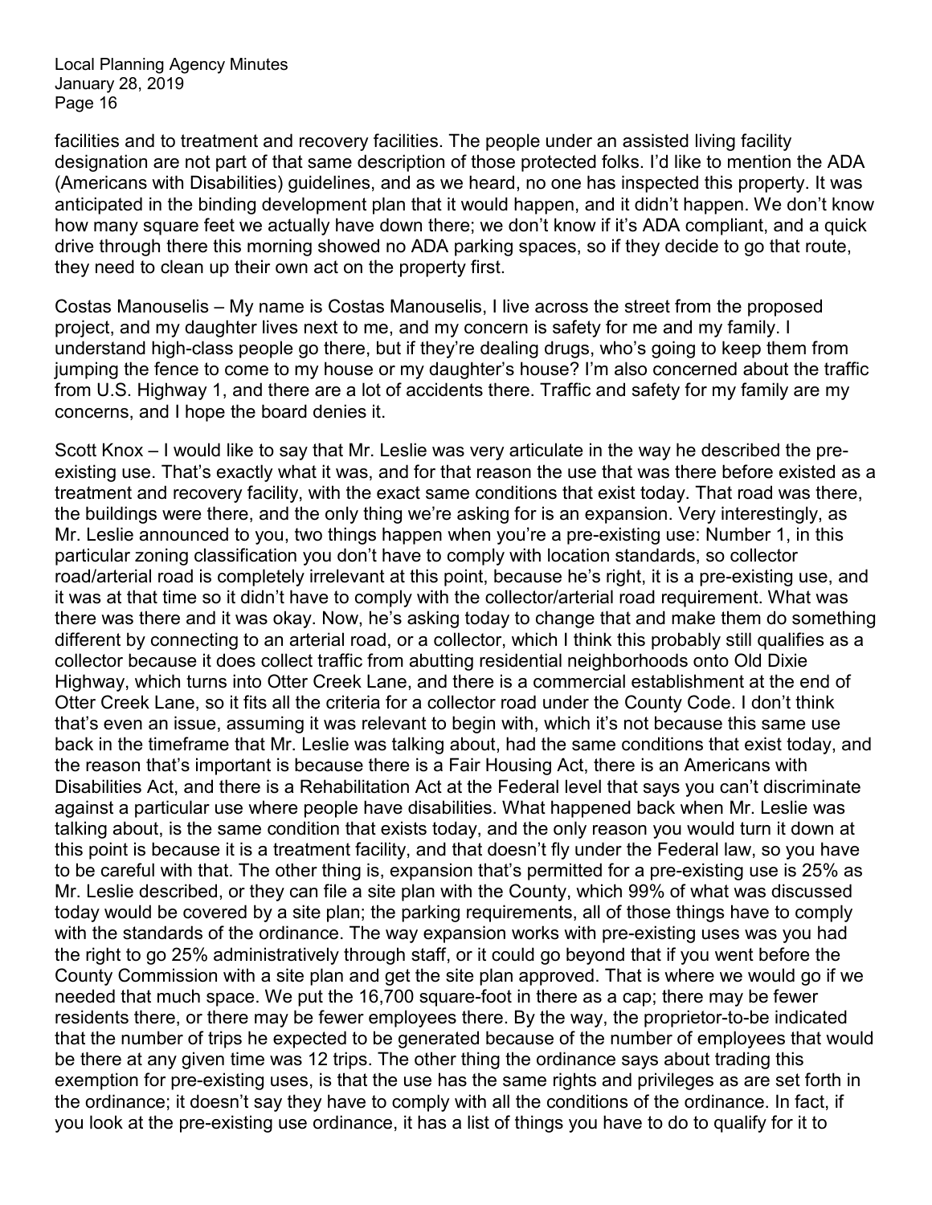facilities and to treatment and recovery facilities. The people under an assisted living facility designation are not part of that same description of those protected folks. I'd like to mention the ADA (Americans with Disabilities) guidelines, and as we heard, no one has inspected this property. It was anticipated in the binding development plan that it would happen, and it didn't happen. We don't know how many square feet we actually have down there; we don't know if it's ADA compliant, and a quick drive through there this morning showed no ADA parking spaces, so if they decide to go that route, they need to clean up their own act on the property first.

Costas Manouselis – My name is Costas Manouselis, I live across the street from the proposed project, and my daughter lives next to me, and my concern is safety for me and my family. I understand high-class people go there, but if they're dealing drugs, who's going to keep them from jumping the fence to come to my house or my daughter's house? I'm also concerned about the traffic from U.S. Highway 1, and there are a lot of accidents there. Traffic and safety for my family are my concerns, and I hope the board denies it.

Scott Knox – I would like to say that Mr. Leslie was very articulate in the way he described the pre-existing use. That's exactly what it was, and for that reason the use that was there before existed as a treatment and recovery facility, with the exact same conditions that exist today. That road was there, the buildings were there, and the only thing we're asking for is an expansion. Very interestingly, as Mr. Leslie announced to you, two things happen when you're a pre-existing use: Number 1, in this particular zoning classification you don't have to comply with location standards, so collector road/arterial road is completely irrelevant at this point, because he's right, it is a pre-existing use, and it was at that time so it didn't have to comply with the collector/arterial road requirement. What was there was there and it was okay. Now, he's asking today to change that and make them do something different by connecting to an arterial road, or a collector, which I think this probably still qualifies as a collector because it does collect traffic from abutting residential neighborhoods onto Old Dixie Highway, which turns into Otter Creek Lane, and there is a commercial establishment at the end of Otter Creek Lane, so it fits all the criteria for a collector road under the County Code. I don't think that's even an issue, assuming it was relevant to begin with, which it's not because this same use back in the timeframe that Mr. Leslie was talking about, had the same conditions that exist today, and the reason that's important is because there is a Fair Housing Act, there is an Americans with Disabilities Act, and there is a Rehabilitation Act at the Federal level that says you can't discriminate against a particular use where people have disabilities. What happened back when Mr. Leslie was talking about, is the same condition that exists today, and the only reason you would turn it down at this point is because it is a treatment facility, and that doesn't fly under the Federal law, so you have to be careful with that. The other thing is, expansion that's permitted for a pre-existing use is 25% as Mr. Leslie described, or they can file a site plan with the County, which 99% of what was discussed today would be covered by a site plan; the parking requirements, all of those things have to comply with the standards of the ordinance. The way expansion works with pre-existing uses was you had the right to go 25% administratively through staff, or it could go beyond that if you went before the County Commission with a site plan and get the site plan approved. That is where we would go if we needed that much space. We put the 16,700 square-foot in there as a cap; there may be fewer residents there, or there may be fewer employees there. By the way, the proprietor-to-be indicated that the number of trips he expected to be generated because of the number of employees that would be there at any given time was 12 trips. The other thing the ordinance says about trading this exemption for pre-existing uses, is that the use has the same rights and privileges as are set forth in the ordinance; it doesn't say they have to comply with all the conditions of the ordinance. In fact, if you look at the pre-existing use ordinance, it has a list of things you have to do to qualify for it to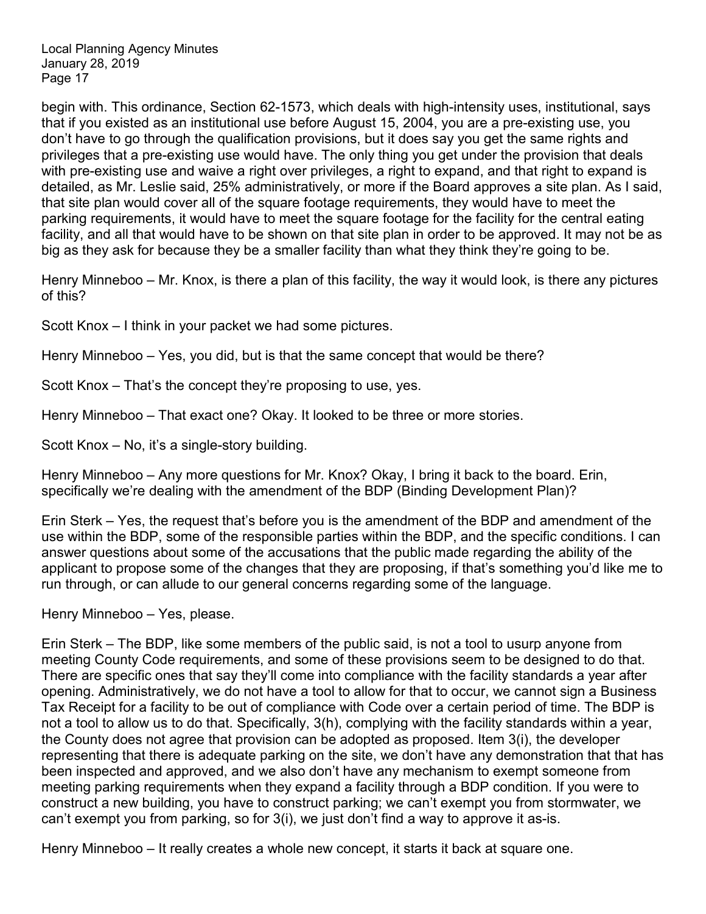begin with. This ordinance, Section 62-1573, which deals with high-intensity uses, institutional, says that if you existed as an institutional use before August 15, 2004, you are a pre-existing use, you don't have to go through the qualification provisions, but it does say you get the same rights and privileges that a pre-existing use would have. The only thing you get under the provision that deals with pre-existing use and waive a right over privileges, a right to expand, and that right to expand is detailed, as Mr. Leslie said, 25% administratively, or more if the Board approves a site plan. As I said, that site plan would cover all of the square footage requirements, they would have to meet the parking requirements, it would have to meet the square footage for the facility for the central eating facility, and all that would have to be shown on that site plan in order to be approved. It may not be as big as they ask for because they be a smaller facility than what they think they're going to be.

Henry Minneboo – Mr. Knox, is there a plan of this facility, the way it would look, is there any pictures of this?

Scott Knox – I think in your packet we had some pictures.

Henry Minneboo – Yes, you did, but is that the same concept that would be there?

Scott Knox – That's the concept they're proposing to use, yes.

Henry Minneboo – That exact one? Okay. It looked to be three or more stories.

Scott Knox – No, it's a single-story building.

Henry Minneboo – Any more questions for Mr. Knox? Okay, I bring it back to the board. Erin, specifically we're dealing with the amendment of the BDP (Binding Development Plan)?

Erin Sterk – Yes, the request that's before you is the amendment of the BDP and amendment of the use within the BDP, some of the responsible parties within the BDP, and the specific conditions. I can answer questions about some of the accusations that the public made regarding the ability of the applicant to propose some of the changes that they are proposing, if that's something you'd like me to run through, or can allude to our general concerns regarding some of the language.

Henry Minneboo – Yes, please.

Erin Sterk – The BDP, like some members of the public said, is not a tool to usurp anyone from meeting County Code requirements, and some of these provisions seem to be designed to do that. There are specific ones that say they'll come into compliance with the facility standards a year after opening. Administratively, we do not have a tool to allow for that to occur, we cannot sign a Business Tax Receipt for a facility to be out of compliance with Code over a certain period of time. The BDP is not a tool to allow us to do that. Specifically, 3(h), complying with the facility standards within a year, the County does not agree that provision can be adopted as proposed. Item 3(i), the developer representing that there is adequate parking on the site, we don't have any demonstration that that has been inspected and approved, and we also don't have any mechanism to exempt someone from meeting parking requirements when they expand a facility through a BDP condition. If you were to construct a new building, you have to construct parking; we can't exempt you from stormwater, we can't exempt you from parking, so for 3(i), we just don't find a way to approve it as-is.

Henry Minneboo – It really creates a whole new concept, it starts it back at square one.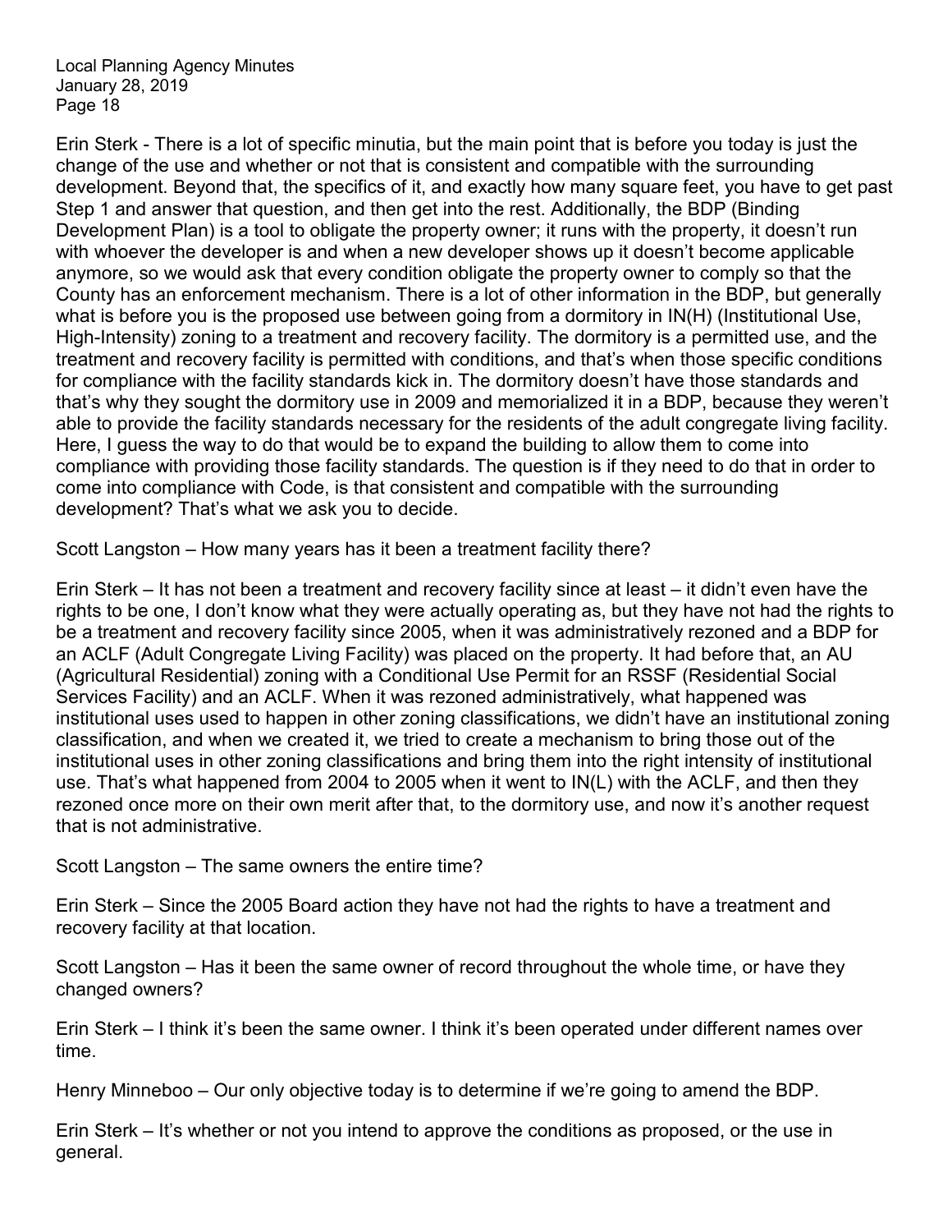Erin Sterk - There is a lot of specific minutia, but the main point that is before you today is just the change of the use and whether or not that is consistent and compatible with the surrounding development. Beyond that, the specifics of it, and exactly how many square feet, you have to get past Step 1 and answer that question, and then get into the rest. Additionally, the BDP (Binding Development Plan) is a tool to obligate the property owner; it runs with the property, it doesn't run with whoever the developer is and when a new developer shows up it doesn't become applicable anymore, so we would ask that every condition obligate the property owner to comply so that the County has an enforcement mechanism. There is a lot of other information in the BDP, but generally what is before you is the proposed use between going from a dormitory in IN(H) (Institutional Use, High-Intensity) zoning to a treatment and recovery facility. The dormitory is a permitted use, and the treatment and recovery facility is permitted with conditions, and that's when those specific conditions for compliance with the facility standards kick in. The dormitory doesn't have those standards and that's why they sought the dormitory use in 2009 and memorialized it in a BDP, because they weren't able to provide the facility standards necessary for the residents of the adult congregate living facility. Here, I guess the way to do that would be to expand the building to allow them to come into compliance with providing those facility standards. The question is if they need to do that in order to come into compliance with Code, is that consistent and compatible with the surrounding development? That's what we ask you to decide.

Scott Langston – How many years has it been a treatment facility there?

Erin Sterk – It has not been a treatment and recovery facility since at least – it didn't even have the rights to be one, I don't know what they were actually operating as, but they have not had the rights to be a treatment and recovery facility since 2005, when it was administratively rezoned and a BDP for an ACLF (Adult Congregate Living Facility) was placed on the property. It had before that, an AU (Agricultural Residential) zoning with a Conditional Use Permit for an RSSF (Residential Social Services Facility) and an ACLF. When it was rezoned administratively, what happened was institutional uses used to happen in other zoning classifications, we didn't have an institutional zoning classification, and when we created it, we tried to create a mechanism to bring those out of the institutional uses in other zoning classifications and bring them into the right intensity of institutional use. That's what happened from 2004 to 2005 when it went to IN(L) with the ACLF, and then they rezoned once more on their own merit after that, to the dormitory use, and now it's another request that is not administrative.

Scott Langston – The same owners the entire time?

Erin Sterk – Since the 2005 Board action they have not had the rights to have a treatment and recovery facility at that location.

Scott Langston – Has it been the same owner of record throughout the whole time, or have they changed owners?

Erin Sterk – I think it's been the same owner. I think it's been operated under different names over time.

Henry Minneboo – Our only objective today is to determine if we're going to amend the BDP.

Erin Sterk – It's whether or not you intend to approve the conditions as proposed, or the use in general.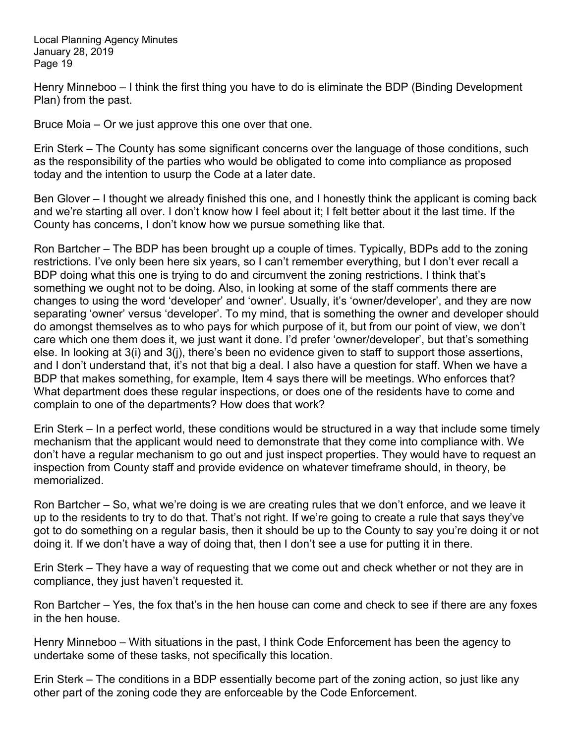Henry Minneboo – I think the first thing you have to do is eliminate the BDP (Binding Development Plan) from the past.

Bruce Moia – Or we just approve this one over that one.

Erin Sterk – The County has some significant concerns over the language of those conditions, such as the responsibility of the parties who would be obligated to come into compliance as proposed today and the intention to usurp the Code at a later date.

Ben Glover – I thought we already finished this one, and I honestly think the applicant is coming back and we're starting all over. I don't know how I feel about it; I felt better about it the last time. If the County has concerns, I don't know how we pursue something like that.

Ron Bartcher – The BDP has been brought up a couple of times. Typically, BDPs add to the zoning restrictions. I've only been here six years, so I can't remember everything, but I don't ever recall a BDP doing what this one is trying to do and circumvent the zoning restrictions. I think that's something we ought not to be doing. Also, in looking at some of the staff comments there are changes to using the word 'developer' and 'owner'. Usually, it's 'owner/developer', and they are now separating 'owner' versus 'developer'. To my mind, that is something the owner and developer should do amongst themselves as to who pays for which purpose of it, but from our point of view, we don't care which one them does it, we just want it done. I'd prefer 'owner/developer', but that's something else. In looking at 3(i) and 3(j), there's been no evidence given to staff to support those assertions, and I don't understand that, it's not that big a deal. I also have a question for staff. When we have a BDP that makes something, for example, Item 4 says there will be meetings. Who enforces that? What department does these regular inspections, or does one of the residents have to come and complain to one of the departments? How does that work?

Erin Sterk – In a perfect world, these conditions would be structured in a way that include some timely mechanism that the applicant would need to demonstrate that they come into compliance with. We don't have a regular mechanism to go out and just inspect properties. They would have to request an inspection from County staff and provide evidence on whatever timeframe should, in theory, be memorialized.

Ron Bartcher – So, what we're doing is we are creating rules that we don't enforce, and we leave it up to the residents to try to do that. That's not right. If we're going to create a rule that says they've got to do something on a regular basis, then it should be up to the County to say you're doing it or not doing it. If we don't have a way of doing that, then I don't see a use for putting it in there.

Erin Sterk – They have a way of requesting that we come out and check whether or not they are in compliance, they just haven't requested it.

Ron Bartcher – Yes, the fox that's in the hen house can come and check to see if there are any foxes in the hen house.

Henry Minneboo – With situations in the past, I think Code Enforcement has been the agency to undertake some of these tasks, not specifically this location.

Erin Sterk – The conditions in a BDP essentially become part of the zoning action, so just like any other part of the zoning code they are enforceable by the Code Enforcement.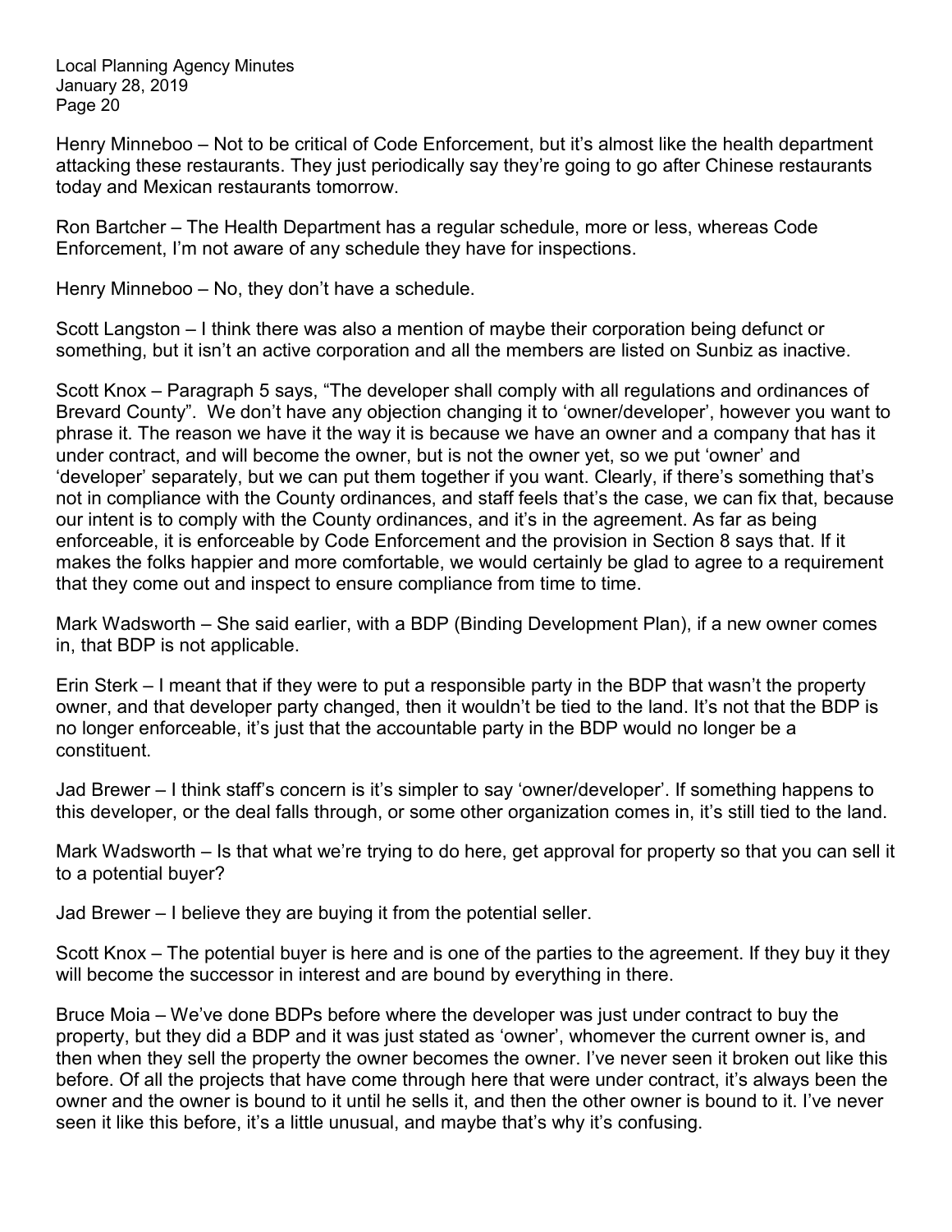Henry Minneboo – Not to be critical of Code Enforcement, but it's almost like the health department attacking these restaurants. They just periodically say they're going to go after Chinese restaurants today and Mexican restaurants tomorrow.

Ron Bartcher – The Health Department has a regular schedule, more or less, whereas Code Enforcement, I'm not aware of any schedule they have for inspections.

Henry Minneboo – No, they don't have a schedule.

Scott Langston – I think there was also a mention of maybe their corporation being defunct or something, but it isn't an active corporation and all the members are listed on Sunbiz as inactive.

Scott Knox – Paragraph 5 says, "The developer shall comply with all regulations and ordinances of Brevard County". We don't have any objection changing it to 'owner/developer', however you want to phrase it. The reason we have it the way it is because we have an owner and a company that has it under contract, and will become the owner, but is not the owner yet, so we put 'owner' and 'developer' separately, but we can put them together if you want. Clearly, if there's something that's not in compliance with the County ordinances, and staff feels that's the case, we can fix that, because our intent is to comply with the County ordinances, and it's in the agreement. As far as being enforceable, it is enforceable by Code Enforcement and the provision in Section 8 says that. If it makes the folks happier and more comfortable, we would certainly be glad to agree to a requirement that they come out and inspect to ensure compliance from time to time.

Mark Wadsworth – She said earlier, with a BDP (Binding Development Plan), if a new owner comes in, that BDP is not applicable.

Erin Sterk – I meant that if they were to put a responsible party in the BDP that wasn't the property owner, and that developer party changed, then it wouldn't be tied to the land. It's not that the BDP is no longer enforceable, it's just that the accountable party in the BDP would no longer be a constituent.

Jad Brewer – I think staff's concern is it's simpler to say 'owner/developer'. If something happens to this developer, or the deal falls through, or some other organization comes in, it's still tied to the land.

Mark Wadsworth – Is that what we're trying to do here, get approval for property so that you can sell it to a potential buyer?

Jad Brewer – I believe they are buying it from the potential seller.

Scott Knox – The potential buyer is here and is one of the parties to the agreement. If they buy it they will become the successor in interest and are bound by everything in there.

Bruce Moia – We've done BDPs before where the developer was just under contract to buy the property, but they did a BDP and it was just stated as 'owner', whomever the current owner is, and then when they sell the property the owner becomes the owner. I've never seen it broken out like this before. Of all the projects that have come through here that were under contract, it's always been the owner and the owner is bound to it until he sells it, and then the other owner is bound to it. I've never seen it like this before, it's a little unusual, and maybe that's why it's confusing.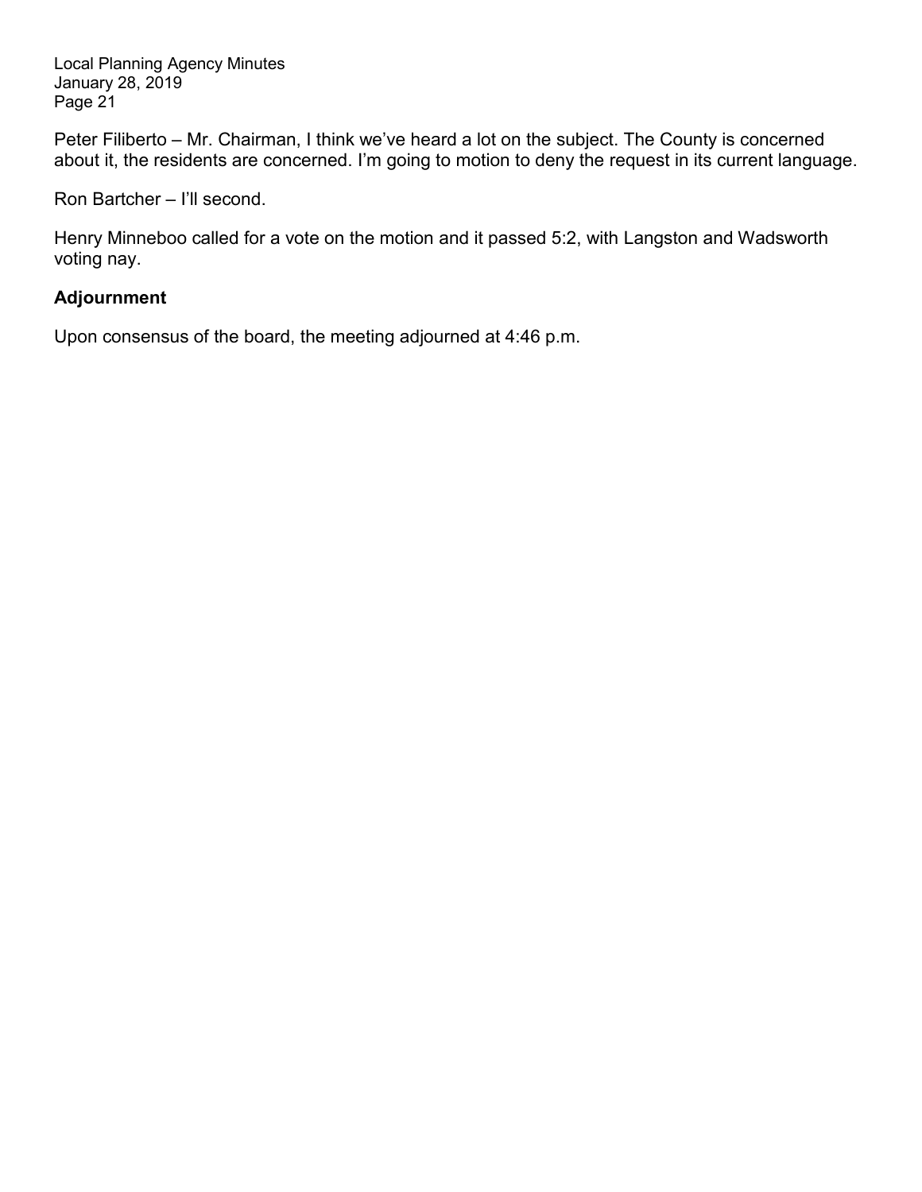Peter Filiberto – Mr. Chairman, I think we've heard a lot on the subject. The County is concerned about it, the residents are concerned. I'm going to motion to deny the request in its current language.

Ron Bartcher – I'll second.

Henry Minneboo called for a vote on the motion and it passed 5:2, with Langston and Wadsworth voting nay.

**Adjournment**

Upon consensus of the board, the meeting adjourned at 4:46 p.m.